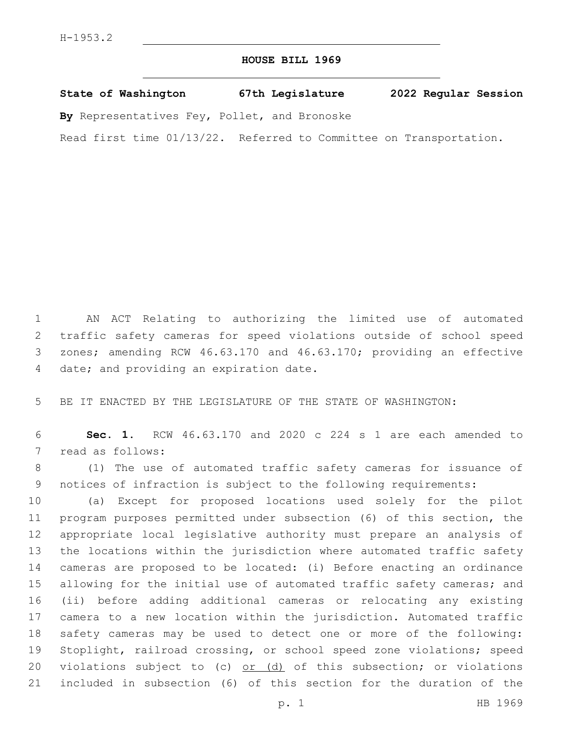H-1953.2

# HOUSE BILL 1969

**State of Washington 67th Legislature 2022 Regular Session**

**By** Representatives Fey, Pollet, and Bronoske

Read first time 01/13/22. Referred to Committee on Transportation.

AN ACT Relating to authorizing the limited use of automated traffic safety cameras for speed violations outside of school speed zones; amending RCW 46.63.170 and 46.63.170; providing an effective date; and providing an expiration date.

BE IT ENACTED BY THE LEGISLATURE OF THE STATE OF WASHINGTON:

**Sec. 1.** RCW 46.63.170 and 2020 c 224 s 1 are each amended to read as follows:

(1) The use of automated traffic safety cameras for issuance of notices of infraction is subject to the following requirements:

(a) Except for proposed locations used solely for the pilot program purposes permitted under subsection (6) of this section, the appropriate local legislative authority must prepare an analysis of the locations within the jurisdiction where automated traffic safety cameras are proposed to be located: (i) Before enacting an ordinance allowing for the initial use of automated traffic safety cameras; and (ii) before adding additional cameras or relocating any existing camera to a new location within the jurisdiction. Automated traffic safety cameras may be used to detect one or more of the following: Stoplight, railroad crossing, or school speed zone violations; speed violations subject to (c) <u>or (d)</u> of this subsection; or violations included in subsection (6) of this section for the duration of the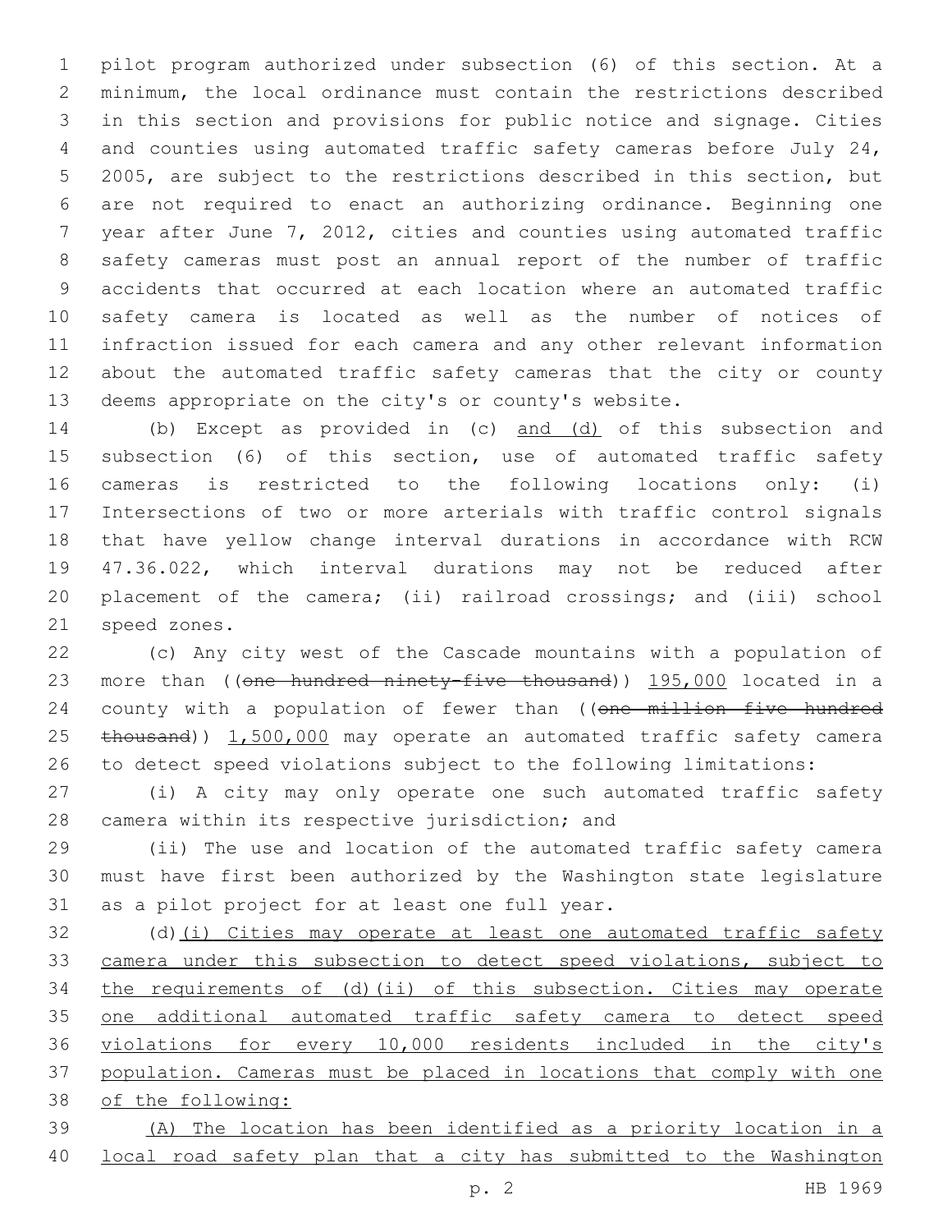pilot program authorized under subsection (6) of this section. At a minimum, the local ordinance must contain the restrictions described in this section and provisions for public notice and signage. Cities and counties using automated traffic safety cameras before July 24, 2005, are subject to the restrictions described in this section, but are not required to enact an authorizing ordinance. Beginning one year after June 7, 2012, cities and counties using automated traffic safety cameras must post an annual report of the number of traffic accidents that occurred at each location where an automated traffic safety camera is located as well as the number of notices of infraction issued for each camera and any other relevant information about the automated traffic safety cameras that the city or county deems appropriate on the city's or county's website.

(b) Except as provided in (c) and (d) of this subsection and subsection (6) of this section, use of automated traffic safety cameras is restricted to the following locations only: (i) Intersections of two or more arterials with traffic control signals that have yellow change interval durations in accordance with RCW 47.36.022, which interval durations may not be reduced after placement of the camera; (ii) railroad crossings; and (iii) school speed zones.

(c) Any city west of the Cascade mountains with a population of more than ((~~one hundred ninety-five thousand~~)) 195,000 located in a county with a population of fewer than ((~~one million five hundred thousand~~)) 1,500,000 may operate an automated traffic safety camera to detect speed violations subject to the following limitations:

(i) A city may only operate one such automated traffic safety camera within its respective jurisdiction; and

(ii) The use and location of the automated traffic safety camera must have first been authorized by the Washington state legislature as a pilot project for at least one full year.

(d)(i) Cities may operate at least one automated traffic safety camera under this subsection to detect speed violations, subject to the requirements of (d)(ii) of this subsection. Cities may operate one additional automated traffic safety camera to detect speed violations for every 10,000 residents included in the city's population. Cameras must be placed in locations that comply with one of the following:

(A) The location has been identified as a priority location in a local road safety plan that a city has submitted to the Washington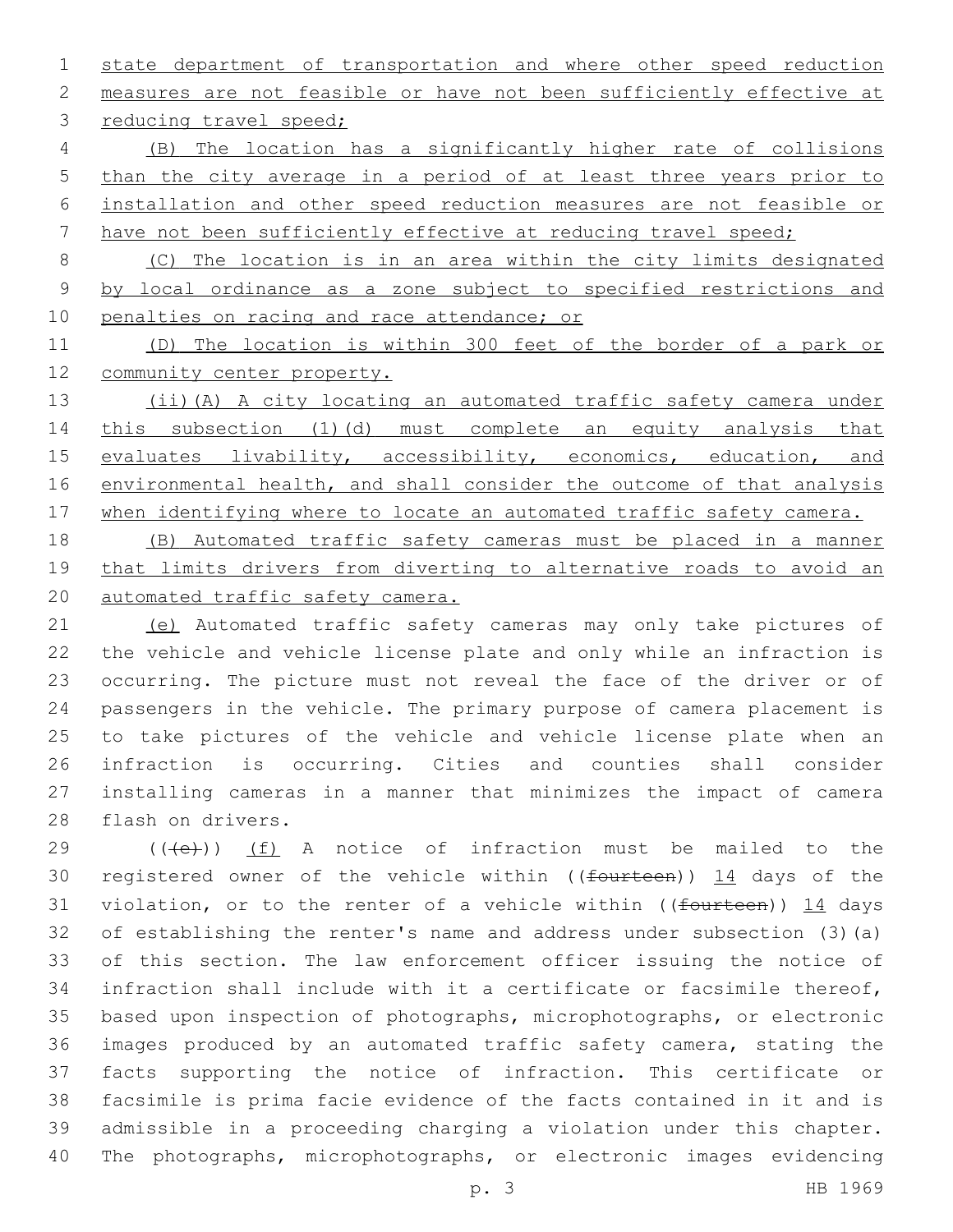state department of transportation and where other speed reduction measures are not feasible or have not been sufficiently effective at reducing travel speed;

(B) The location has a significantly higher rate of collisions than the city average in a period of at least three years prior to installation and other speed reduction measures are not feasible or have not been sufficiently effective at reducing travel speed;

(C) The location is in an area within the city limits designated by local ordinance as a zone subject to specified restrictions and penalties on racing and race attendance; or

(D) The location is within 300 feet of the border of a park or community center property.

(ii)(A) A city locating an automated traffic safety camera under this subsection (1)(d) must complete an equity analysis that evaluates livability, accessibility, economics, education, and environmental health, and shall consider the outcome of that analysis when identifying where to locate an automated traffic safety camera.

(B) Automated traffic safety cameras must be placed in a manner that limits drivers from diverting to alternative roads to avoid an automated traffic safety camera.

(e) Automated traffic safety cameras may only take pictures of the vehicle and vehicle license plate and only while an infraction is occurring. The picture must not reveal the face of the driver or of passengers in the vehicle. The primary purpose of camera placement is to take pictures of the vehicle and vehicle license plate when an infraction is occurring. Cities and counties shall consider installing cameras in a manner that minimizes the impact of camera flash on drivers.

((~~(e)~~)) (f) A notice of infraction must be mailed to the registered owner of the vehicle within ((~~fourteen~~)) 14 days of the violation, or to the renter of a vehicle within ((~~fourteen~~)) 14 days of establishing the renter's name and address under subsection (3)(a) of this section. The law enforcement officer issuing the notice of infraction shall include with it a certificate or facsimile thereof, based upon inspection of photographs, microphotographs, or electronic images produced by an automated traffic safety camera, stating the facts supporting the notice of infraction. This certificate or facsimile is prima facie evidence of the facts contained in it and is admissible in a proceeding charging a violation under this chapter. The photographs, microphotographs, or electronic images evidencing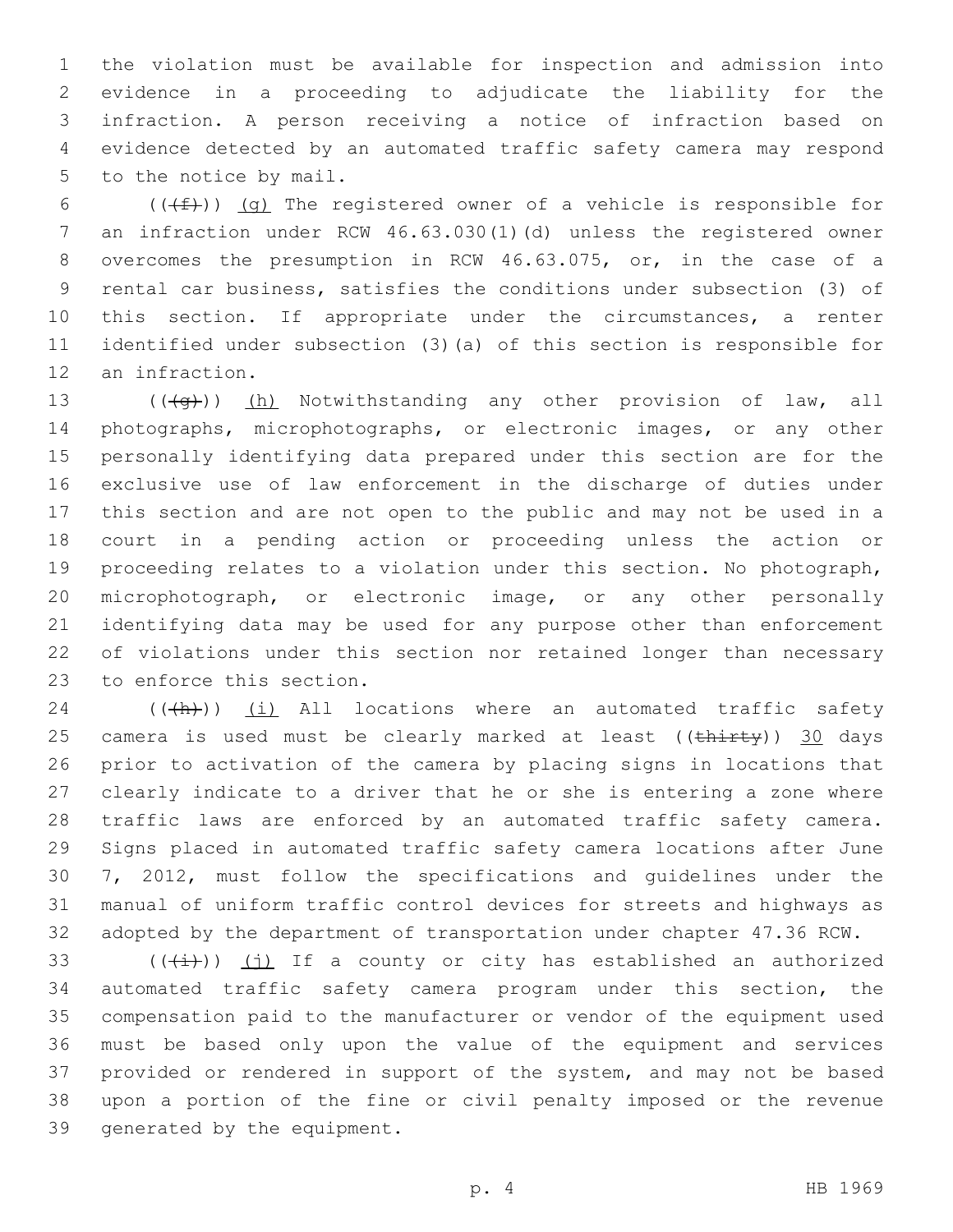the violation must be available for inspection and admission into evidence in a proceeding to adjudicate the liability for the infraction. A person receiving a notice of infraction based on evidence detected by an automated traffic safety camera may respond to the notice by mail.

(((f))) (g) The registered owner of a vehicle is responsible for an infraction under RCW 46.63.030(1)(d) unless the registered owner overcomes the presumption in RCW 46.63.075, or, in the case of a rental car business, satisfies the conditions under subsection (3) of this section. If appropriate under the circumstances, a renter identified under subsection (3)(a) of this section is responsible for an infraction.

(((g))) (h) Notwithstanding any other provision of law, all photographs, microphotographs, or electronic images, or any other personally identifying data prepared under this section are for the exclusive use of law enforcement in the discharge of duties under this section and are not open to the public and may not be used in a court in a pending action or proceeding unless the action or proceeding relates to a violation under this section. No photograph, microphotograph, or electronic image, or any other personally identifying data may be used for any purpose other than enforcement of violations under this section nor retained longer than necessary to enforce this section.

(((h))) (i) All locations where an automated traffic safety camera is used must be clearly marked at least ((~~thirty~~)) 30 days prior to activation of the camera by placing signs in locations that clearly indicate to a driver that he or she is entering a zone where traffic laws are enforced by an automated traffic safety camera. Signs placed in automated traffic safety camera locations after June 7, 2012, must follow the specifications and guidelines under the manual of uniform traffic control devices for streets and highways as adopted by the department of transportation under chapter 47.36 RCW.

(((i))) (j) If a county or city has established an authorized automated traffic safety camera program under this section, the compensation paid to the manufacturer or vendor of the equipment used must be based only upon the value of the equipment and services provided or rendered in support of the system, and may not be based upon a portion of the fine or civil penalty imposed or the revenue generated by the equipment.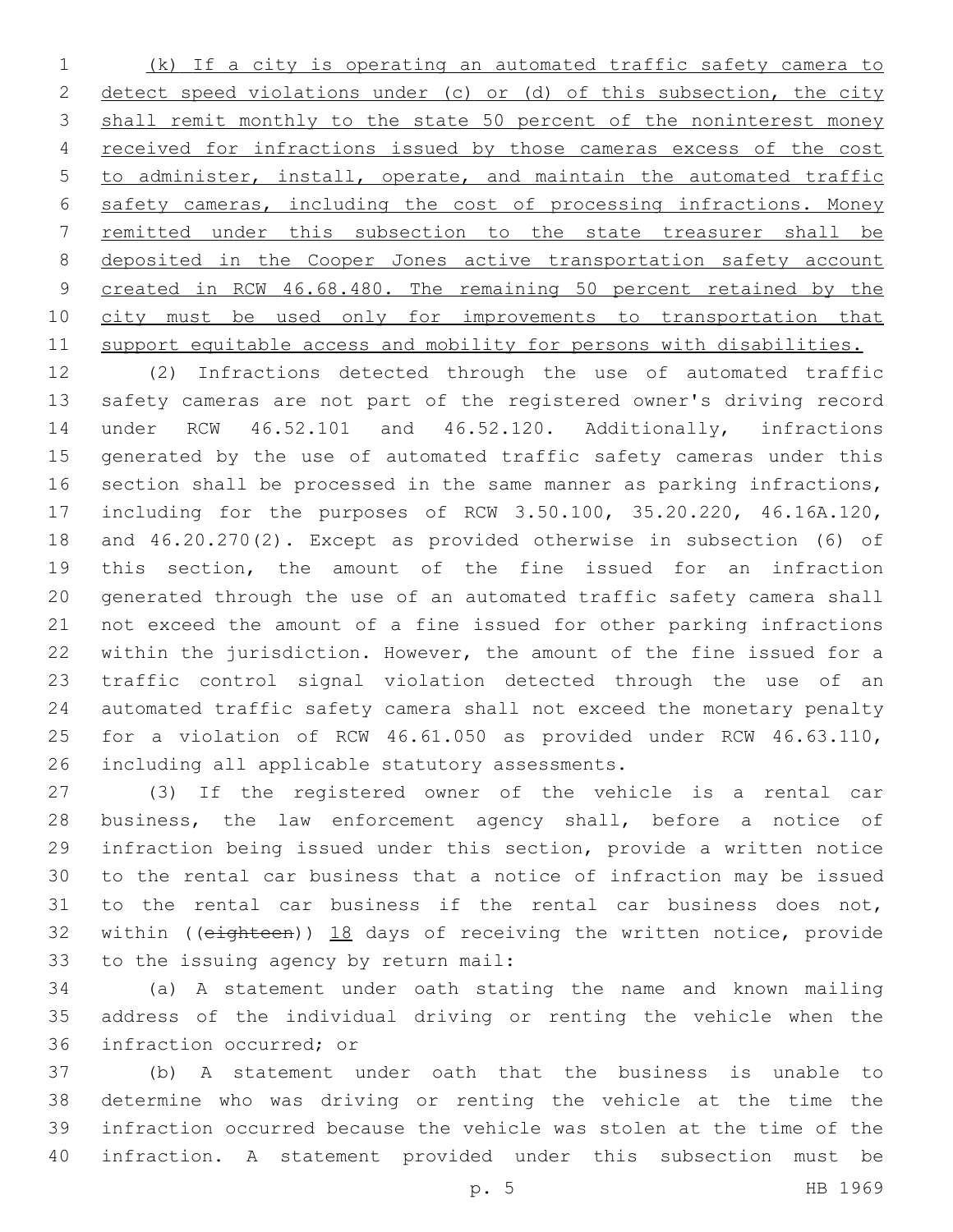<u>(k) If a city is operating an automated traffic safety camera to detect speed violations under (c) or (d) of this subsection, the city shall remit monthly to the state 50 percent of the noninterest money received for infractions issued by those cameras excess of the cost to administer, install, operate, and maintain the automated traffic safety cameras, including the cost of processing infractions. Money remitted under this subsection to the state treasurer shall be deposited in the Cooper Jones active transportation safety account created in RCW 46.68.480. The remaining 50 percent retained by the city must be used only for improvements to transportation that support equitable access and mobility for persons with disabilities.</u>

(2) Infractions detected through the use of automated traffic safety cameras are not part of the registered owner's driving record under RCW 46.52.101 and 46.52.120. Additionally, infractions generated by the use of automated traffic safety cameras under this section shall be processed in the same manner as parking infractions, including for the purposes of RCW 3.50.100, 35.20.220, 46.16A.120, and 46.20.270(2). Except as provided otherwise in subsection (6) of this section, the amount of the fine issued for an infraction generated through the use of an automated traffic safety camera shall not exceed the amount of a fine issued for other parking infractions within the jurisdiction. However, the amount of the fine issued for a traffic control signal violation detected through the use of an automated traffic safety camera shall not exceed the monetary penalty for a violation of RCW 46.61.050 as provided under RCW 46.63.110, including all applicable statutory assessments.

(3) If the registered owner of the vehicle is a rental car business, the law enforcement agency shall, before a notice of infraction being issued under this section, provide a written notice to the rental car business that a notice of infraction may be issued to the rental car business if the rental car business does not, within ((~~eighteen~~)) <u>18</u> days of receiving the written notice, provide to the issuing agency by return mail:

(a) A statement under oath stating the name and known mailing address of the individual driving or renting the vehicle when the infraction occurred; or

(b) A statement under oath that the business is unable to determine who was driving or renting the vehicle at the time the infraction occurred because the vehicle was stolen at the time of the infraction. A statement provided under this subsection must be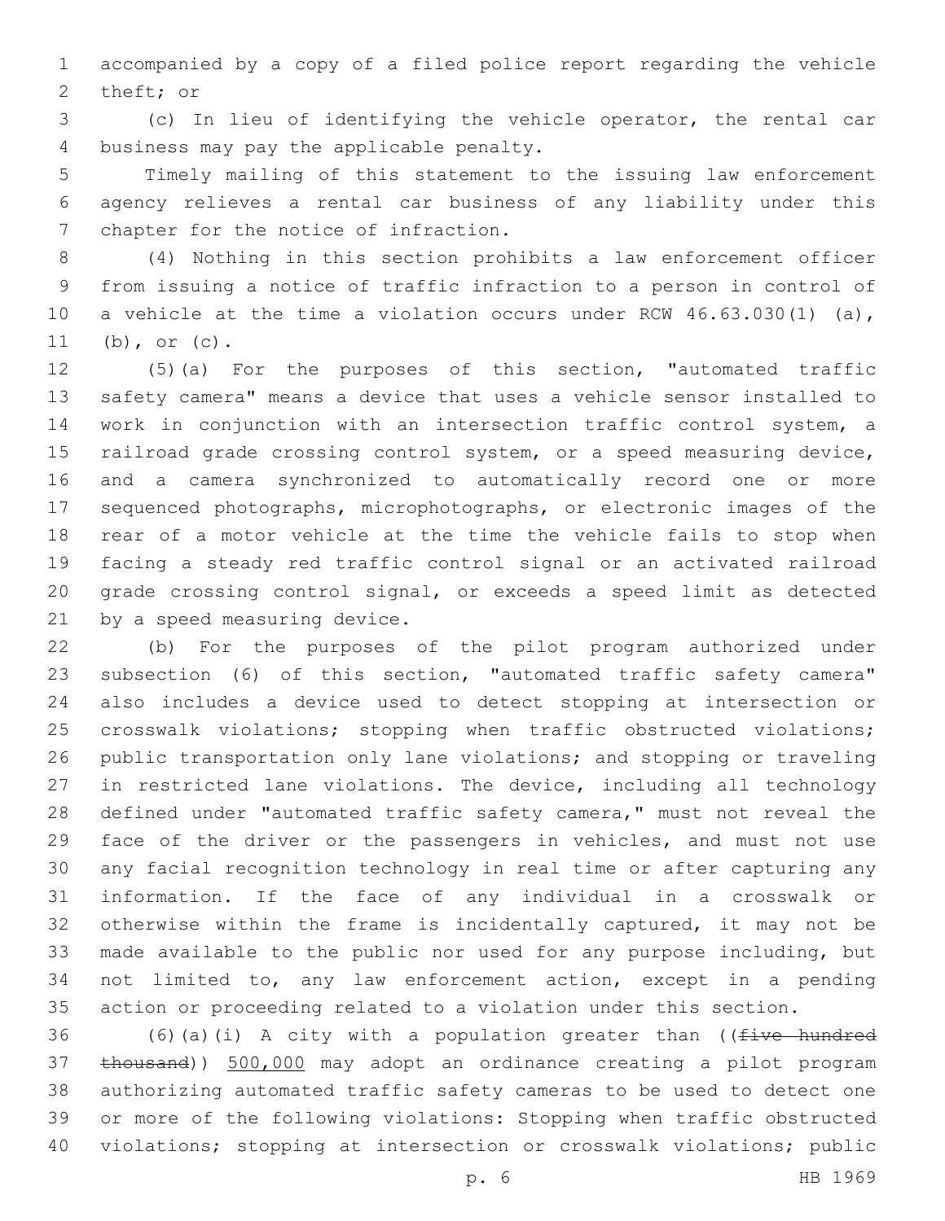accompanied by a copy of a filed police report regarding the vehicle theft; or

(c) In lieu of identifying the vehicle operator, the rental car business may pay the applicable penalty.

Timely mailing of this statement to the issuing law enforcement agency relieves a rental car business of any liability under this chapter for the notice of infraction.

(4) Nothing in this section prohibits a law enforcement officer from issuing a notice of traffic infraction to a person in control of a vehicle at the time a violation occurs under RCW 46.63.030(1) (a), (b), or (c).

(5)(a) For the purposes of this section, "automated traffic safety camera" means a device that uses a vehicle sensor installed to work in conjunction with an intersection traffic control system, a railroad grade crossing control system, or a speed measuring device, and a camera synchronized to automatically record one or more sequenced photographs, microphotographs, or electronic images of the rear of a motor vehicle at the time the vehicle fails to stop when facing a steady red traffic control signal or an activated railroad grade crossing control signal, or exceeds a speed limit as detected by a speed measuring device.

(b) For the purposes of the pilot program authorized under subsection (6) of this section, "automated traffic safety camera" also includes a device used to detect stopping at intersection or crosswalk violations; stopping when traffic obstructed violations; public transportation only lane violations; and stopping or traveling in restricted lane violations. The device, including all technology defined under "automated traffic safety camera," must not reveal the face of the driver or the passengers in vehicles, and must not use any facial recognition technology in real time or after capturing any information. If the face of any individual in a crosswalk or otherwise within the frame is incidentally captured, it may not be made available to the public nor used for any purpose including, but not limited to, any law enforcement action, except in a pending action or proceeding related to a violation under this section.

(6)(a)(i) A city with a population greater than ((~~five hundred thousand~~)) <u>500,000</u> may adopt an ordinance creating a pilot program authorizing automated traffic safety cameras to be used to detect one or more of the following violations: Stopping when traffic obstructed violations; stopping at intersection or crosswalk violations; public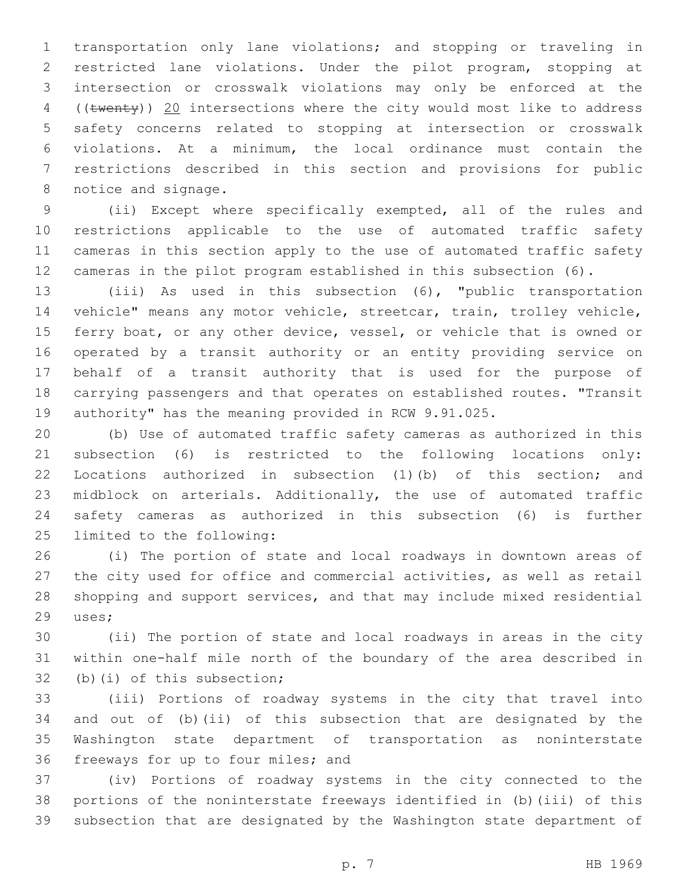transportation only lane violations; and stopping or traveling in restricted lane violations. Under the pilot program, stopping at intersection or crosswalk violations may only be enforced at the ((~~twenty~~)) 20 intersections where the city would most like to address safety concerns related to stopping at intersection or crosswalk violations. At a minimum, the local ordinance must contain the restrictions described in this section and provisions for public notice and signage.

(ii) Except where specifically exempted, all of the rules and restrictions applicable to the use of automated traffic safety cameras in this section apply to the use of automated traffic safety cameras in the pilot program established in this subsection (6).

(iii) As used in this subsection (6), "public transportation vehicle" means any motor vehicle, streetcar, train, trolley vehicle, ferry boat, or any other device, vessel, or vehicle that is owned or operated by a transit authority or an entity providing service on behalf of a transit authority that is used for the purpose of carrying passengers and that operates on established routes. "Transit authority" has the meaning provided in RCW 9.91.025.

(b) Use of automated traffic safety cameras as authorized in this subsection (6) is restricted to the following locations only: Locations authorized in subsection (1)(b) of this section; and midblock on arterials. Additionally, the use of automated traffic safety cameras as authorized in this subsection (6) is further limited to the following:

(i) The portion of state and local roadways in downtown areas of the city used for office and commercial activities, as well as retail shopping and support services, and that may include mixed residential uses;

(ii) The portion of state and local roadways in areas in the city within one-half mile north of the boundary of the area described in (b)(i) of this subsection;

(iii) Portions of roadway systems in the city that travel into and out of (b)(ii) of this subsection that are designated by the Washington state department of transportation as noninterstate freeways for up to four miles; and

(iv) Portions of roadway systems in the city connected to the portions of the noninterstate freeways identified in (b)(iii) of this subsection that are designated by the Washington state department of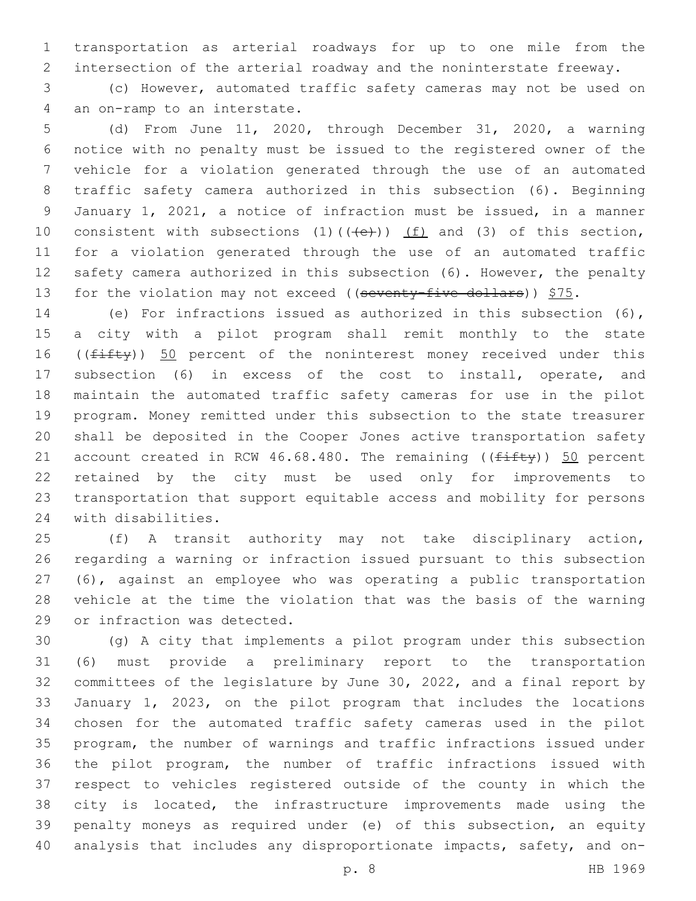transportation as arterial roadways for up to one mile from the intersection of the arterial roadway and the noninterstate freeway.

(c) However, automated traffic safety cameras may not be used on an on-ramp to an interstate.

(d) From June 11, 2020, through December 31, 2020, a warning notice with no penalty must be issued to the registered owner of the vehicle for a violation generated through the use of an automated traffic safety camera authorized in this subsection (6). Beginning January 1, 2021, a notice of infraction must be issued, in a manner consistent with subsections (1)((~~(e)~~)) <u>(f)</u> and (3) of this section, for a violation generated through the use of an automated traffic safety camera authorized in this subsection (6). However, the penalty for the violation may not exceed ((~~seventy-five dollars~~)) <u>$75</u>.

(e) For infractions issued as authorized in this subsection (6), a city with a pilot program shall remit monthly to the state ((~~fifty~~)) <u>50</u> percent of the noninterest money received under this subsection (6) in excess of the cost to install, operate, and maintain the automated traffic safety cameras for use in the pilot program. Money remitted under this subsection to the state treasurer shall be deposited in the Cooper Jones active transportation safety account created in RCW 46.68.480. The remaining ((~~fifty~~)) <u>50</u> percent retained by the city must be used only for improvements to transportation that support equitable access and mobility for persons with disabilities.

(f) A transit authority may not take disciplinary action, regarding a warning or infraction issued pursuant to this subsection (6), against an employee who was operating a public transportation vehicle at the time the violation that was the basis of the warning or infraction was detected.

(g) A city that implements a pilot program under this subsection (6) must provide a preliminary report to the transportation committees of the legislature by June 30, 2022, and a final report by January 1, 2023, on the pilot program that includes the locations chosen for the automated traffic safety cameras used in the pilot program, the number of warnings and traffic infractions issued under the pilot program, the number of traffic infractions issued with respect to vehicles registered outside of the county in which the city is located, the infrastructure improvements made using the penalty moneys as required under (e) of this subsection, an equity analysis that includes any disproportionate impacts, safety, and on-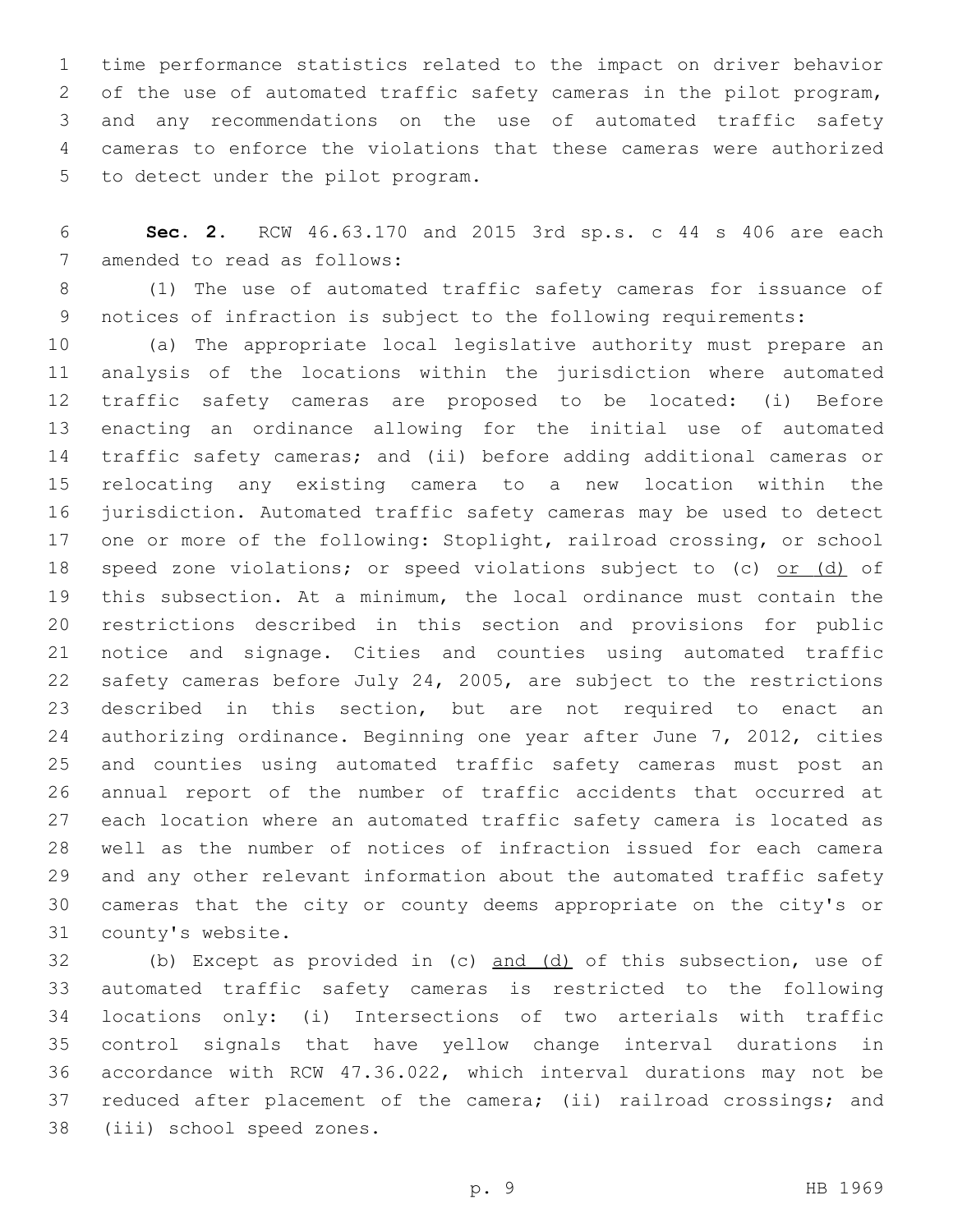time performance statistics related to the impact on driver behavior of the use of automated traffic safety cameras in the pilot program, and any recommendations on the use of automated traffic safety cameras to enforce the violations that these cameras were authorized to detect under the pilot program.

**Sec. 2.** RCW 46.63.170 and 2015 3rd sp.s. c 44 s 406 are each amended to read as follows:

(1) The use of automated traffic safety cameras for issuance of notices of infraction is subject to the following requirements:

(a) The appropriate local legislative authority must prepare an analysis of the locations within the jurisdiction where automated traffic safety cameras are proposed to be located: (i) Before enacting an ordinance allowing for the initial use of automated traffic safety cameras; and (ii) before adding additional cameras or relocating any existing camera to a new location within the jurisdiction. Automated traffic safety cameras may be used to detect one or more of the following: Stoplight, railroad crossing, or school speed zone violations; or speed violations subject to (c) <u>or (d)</u> of this subsection. At a minimum, the local ordinance must contain the restrictions described in this section and provisions for public notice and signage. Cities and counties using automated traffic safety cameras before July 24, 2005, are subject to the restrictions described in this section, but are not required to enact an authorizing ordinance. Beginning one year after June 7, 2012, cities and counties using automated traffic safety cameras must post an annual report of the number of traffic accidents that occurred at each location where an automated traffic safety camera is located as well as the number of notices of infraction issued for each camera and any other relevant information about the automated traffic safety cameras that the city or county deems appropriate on the city's or county's website.

(b) Except as provided in (c) <u>and (d)</u> of this subsection, use of automated traffic safety cameras is restricted to the following locations only: (i) Intersections of two arterials with traffic control signals that have yellow change interval durations in accordance with RCW 47.36.022, which interval durations may not be reduced after placement of the camera; (ii) railroad crossings; and (iii) school speed zones.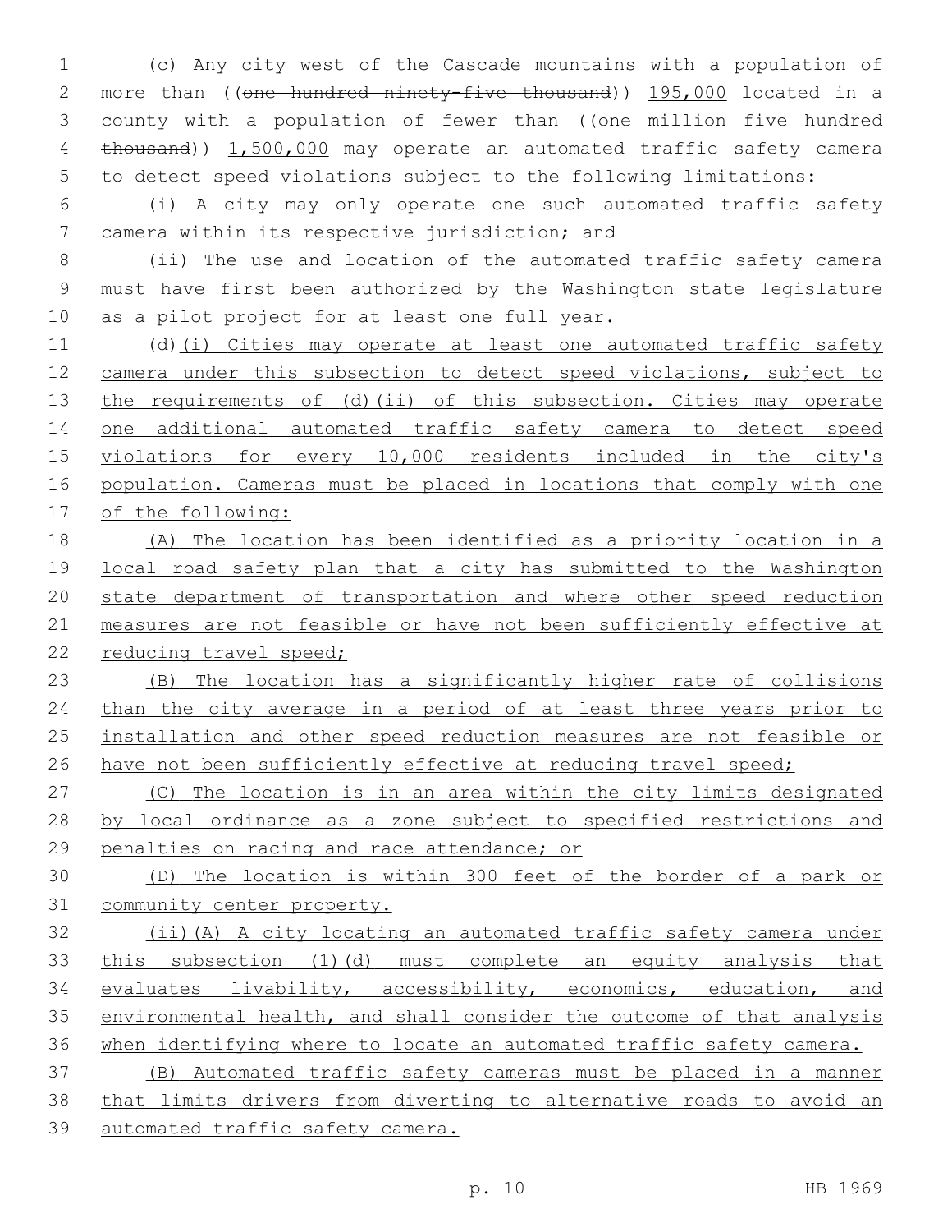(c) Any city west of the Cascade mountains with a population of more than ((~~one hundred ninety-five thousand~~)) <u>195,000</u> located in a county with a population of fewer than ((~~one million five hundred thousand~~)) <u>1,500,000</u> may operate an automated traffic safety camera to detect speed violations subject to the following limitations:

(i) A city may only operate one such automated traffic safety camera within its respective jurisdiction; and

(ii) The use and location of the automated traffic safety camera must have first been authorized by the Washington state legislature as a pilot project for at least one full year.

(d)<u>(i) Cities may operate at least one automated traffic safety camera under this subsection to detect speed violations, subject to the requirements of (d)(ii) of this subsection. Cities may operate one additional automated traffic safety camera to detect speed violations for every 10,000 residents included in the city's population. Cameras must be placed in locations that comply with one of the following:</u>

<u>(A) The location has been identified as a priority location in a local road safety plan that a city has submitted to the Washington state department of transportation and where other speed reduction measures are not feasible or have not been sufficiently effective at reducing travel speed;</u>

<u>(B) The location has a significantly higher rate of collisions than the city average in a period of at least three years prior to installation and other speed reduction measures are not feasible or have not been sufficiently effective at reducing travel speed;</u>

<u>(C) The location is in an area within the city limits designated by local ordinance as a zone subject to specified restrictions and penalties on racing and race attendance; or</u>

<u>(D) The location is within 300 feet of the border of a park or community center property.</u>

<u>(ii)(A) A city locating an automated traffic safety camera under this subsection (1)(d) must complete an equity analysis that evaluates livability, accessibility, economics, education, and environmental health, and shall consider the outcome of that analysis when identifying where to locate an automated traffic safety camera.</u>

<u>(B) Automated traffic safety cameras must be placed in a manner that limits drivers from diverting to alternative roads to avoid an automated traffic safety camera.</u>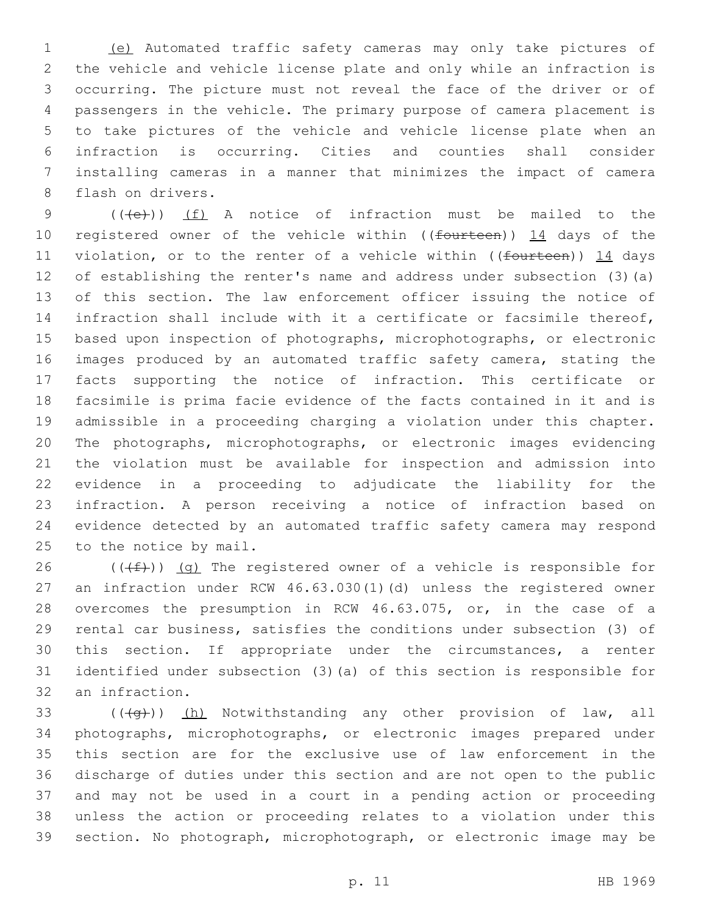(e) Automated traffic safety cameras may only take pictures of the vehicle and vehicle license plate and only while an infraction is occurring. The picture must not reveal the face of the driver or of passengers in the vehicle. The primary purpose of camera placement is to take pictures of the vehicle and vehicle license plate when an infraction is occurring. Cities and counties shall consider installing cameras in a manner that minimizes the impact of camera flash on drivers.

(((e))) (f) A notice of infraction must be mailed to the registered owner of the vehicle within ((fourteen)) 14 days of the violation, or to the renter of a vehicle within ((fourteen)) 14 days of establishing the renter's name and address under subsection (3)(a) of this section. The law enforcement officer issuing the notice of infraction shall include with it a certificate or facsimile thereof, based upon inspection of photographs, microphotographs, or electronic images produced by an automated traffic safety camera, stating the facts supporting the notice of infraction. This certificate or facsimile is prima facie evidence of the facts contained in it and is admissible in a proceeding charging a violation under this chapter. The photographs, microphotographs, or electronic images evidencing the violation must be available for inspection and admission into evidence in a proceeding to adjudicate the liability for the infraction. A person receiving a notice of infraction based on evidence detected by an automated traffic safety camera may respond to the notice by mail.

(((f))) (g) The registered owner of a vehicle is responsible for an infraction under RCW 46.63.030(1)(d) unless the registered owner overcomes the presumption in RCW 46.63.075, or, in the case of a rental car business, satisfies the conditions under subsection (3) of this section. If appropriate under the circumstances, a renter identified under subsection (3)(a) of this section is responsible for an infraction.

(((g))) (h) Notwithstanding any other provision of law, all photographs, microphotographs, or electronic images prepared under this section are for the exclusive use of law enforcement in the discharge of duties under this section and are not open to the public and may not be used in a court in a pending action or proceeding unless the action or proceeding relates to a violation under this section. No photograph, microphotograph, or electronic image may be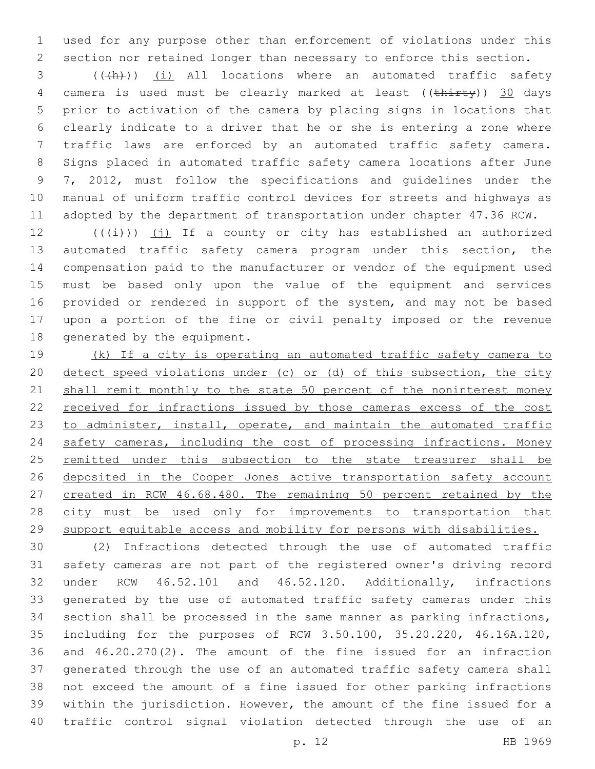used for any purpose other than enforcement of violations under this section nor retained longer than necessary to enforce this section.

((~~(h)~~)) (i) All locations where an automated traffic safety camera is used must be clearly marked at least ((~~thirty~~)) 30 days prior to activation of the camera by placing signs in locations that clearly indicate to a driver that he or she is entering a zone where traffic laws are enforced by an automated traffic safety camera. Signs placed in automated traffic safety camera locations after June 7, 2012, must follow the specifications and guidelines under the manual of uniform traffic control devices for streets and highways as adopted by the department of transportation under chapter 47.36 RCW.

((~~(i)~~)) (j) If a county or city has established an authorized automated traffic safety camera program under this section, the compensation paid to the manufacturer or vendor of the equipment used must be based only upon the value of the equipment and services provided or rendered in support of the system, and may not be based upon a portion of the fine or civil penalty imposed or the revenue generated by the equipment.

(k) If a city is operating an automated traffic safety camera to detect speed violations under (c) or (d) of this subsection, the city shall remit monthly to the state 50 percent of the noninterest money received for infractions issued by those cameras excess of the cost to administer, install, operate, and maintain the automated traffic safety cameras, including the cost of processing infractions. Money remitted under this subsection to the state treasurer shall be deposited in the Cooper Jones active transportation safety account created in RCW 46.68.480. The remaining 50 percent retained by the city must be used only for improvements to transportation that support equitable access and mobility for persons with disabilities.

(2) Infractions detected through the use of automated traffic safety cameras are not part of the registered owner's driving record under RCW 46.52.101 and 46.52.120. Additionally, infractions generated by the use of automated traffic safety cameras under this section shall be processed in the same manner as parking infractions, including for the purposes of RCW 3.50.100, 35.20.220, 46.16A.120, and 46.20.270(2). The amount of the fine issued for an infraction generated through the use of an automated traffic safety camera shall not exceed the amount of a fine issued for other parking infractions within the jurisdiction. However, the amount of the fine issued for a traffic control signal violation detected through the use of an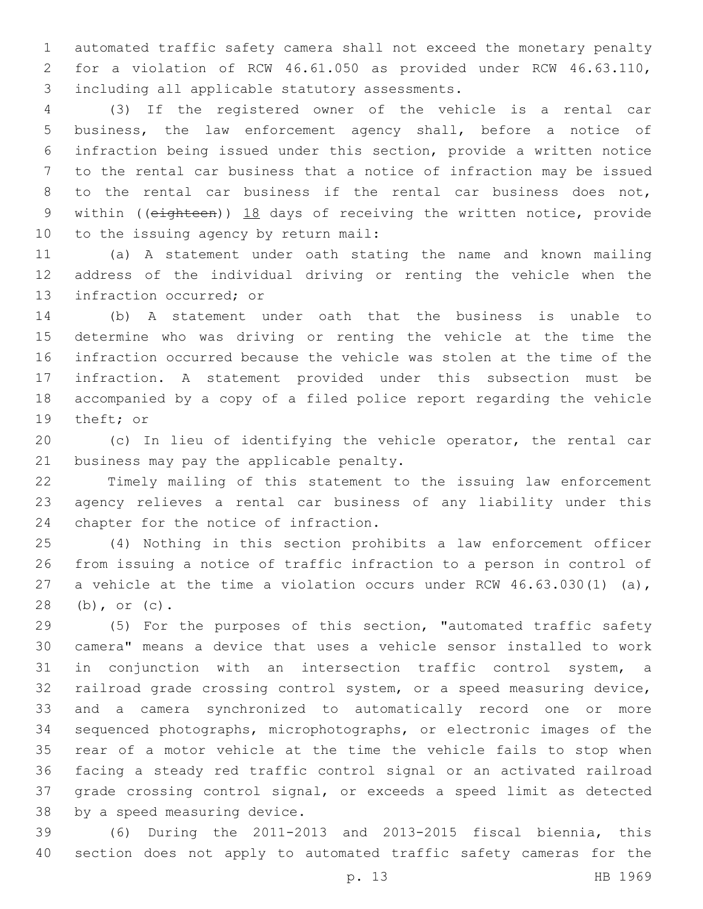automated traffic safety camera shall not exceed the monetary penalty for a violation of RCW 46.61.050 as provided under RCW 46.63.110, including all applicable statutory assessments.

(3) If the registered owner of the vehicle is a rental car business, the law enforcement agency shall, before a notice of infraction being issued under this section, provide a written notice to the rental car business that a notice of infraction may be issued to the rental car business if the rental car business does not, within ((~~eighteen~~)) <u>18</u> days of receiving the written notice, provide to the issuing agency by return mail:

(a) A statement under oath stating the name and known mailing address of the individual driving or renting the vehicle when the infraction occurred; or

(b) A statement under oath that the business is unable to determine who was driving or renting the vehicle at the time the infraction occurred because the vehicle was stolen at the time of the infraction. A statement provided under this subsection must be accompanied by a copy of a filed police report regarding the vehicle theft; or

(c) In lieu of identifying the vehicle operator, the rental car business may pay the applicable penalty.

Timely mailing of this statement to the issuing law enforcement agency relieves a rental car business of any liability under this chapter for the notice of infraction.

(4) Nothing in this section prohibits a law enforcement officer from issuing a notice of traffic infraction to a person in control of a vehicle at the time a violation occurs under RCW 46.63.030(1) (a), (b), or (c).

(5) For the purposes of this section, "automated traffic safety camera" means a device that uses a vehicle sensor installed to work in conjunction with an intersection traffic control system, a railroad grade crossing control system, or a speed measuring device, and a camera synchronized to automatically record one or more sequenced photographs, microphotographs, or electronic images of the rear of a motor vehicle at the time the vehicle fails to stop when facing a steady red traffic control signal or an activated railroad grade crossing control signal, or exceeds a speed limit as detected by a speed measuring device.

(6) During the 2011-2013 and 2013-2015 fiscal biennia, this section does not apply to automated traffic safety cameras for the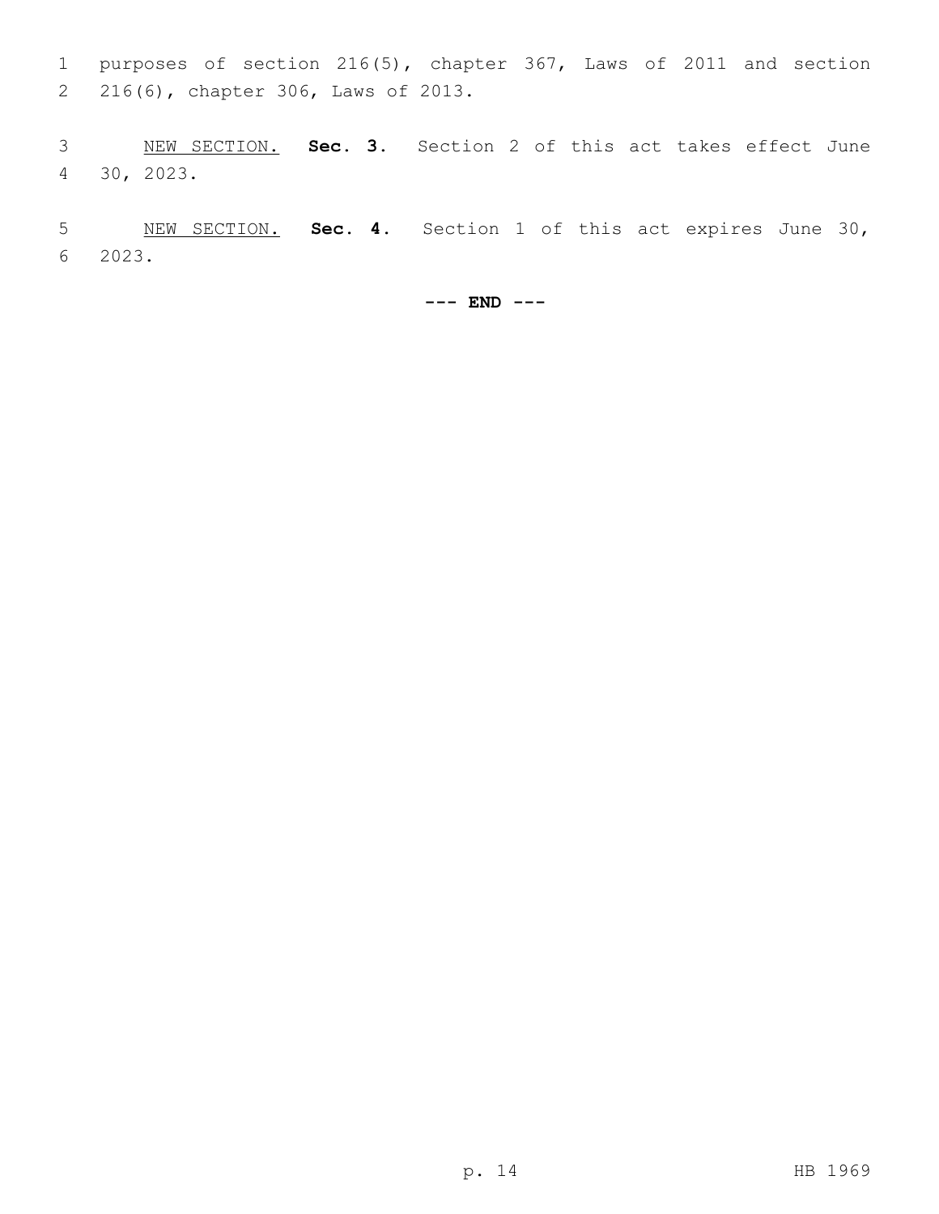purposes of section 216(5), chapter 367, Laws of 2011 and section 216(6), chapter 306, Laws of 2013.

NEW SECTION. **Sec. 3.** Section 2 of this act takes effect June 30, 2023.

NEW SECTION. **Sec. 4.** Section 1 of this act expires June 30, 2023.

**--- END ---**